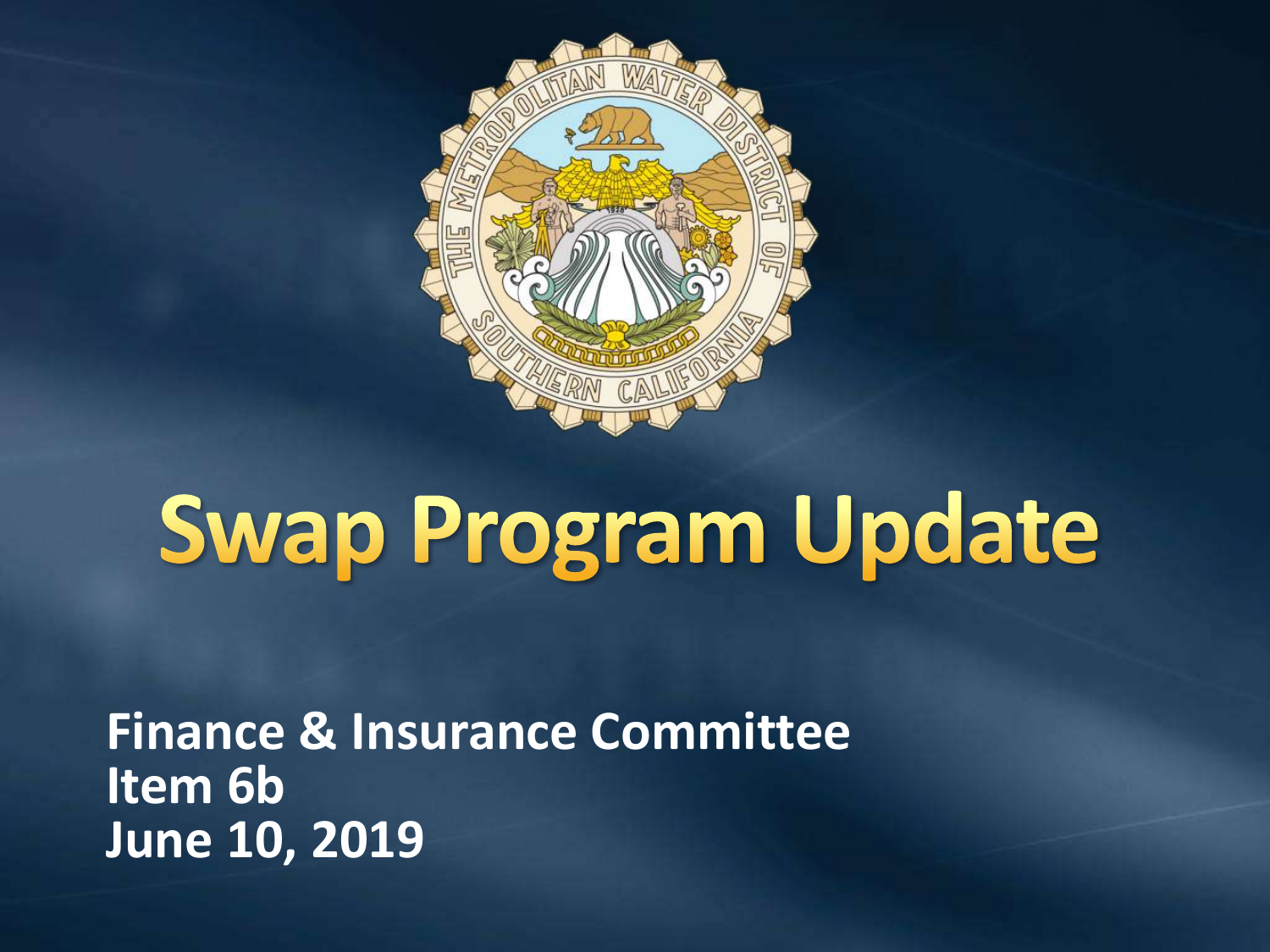# Swap Program Update

**Finance & Insurance Committee**
**Item 6b**
**June 10, 2019**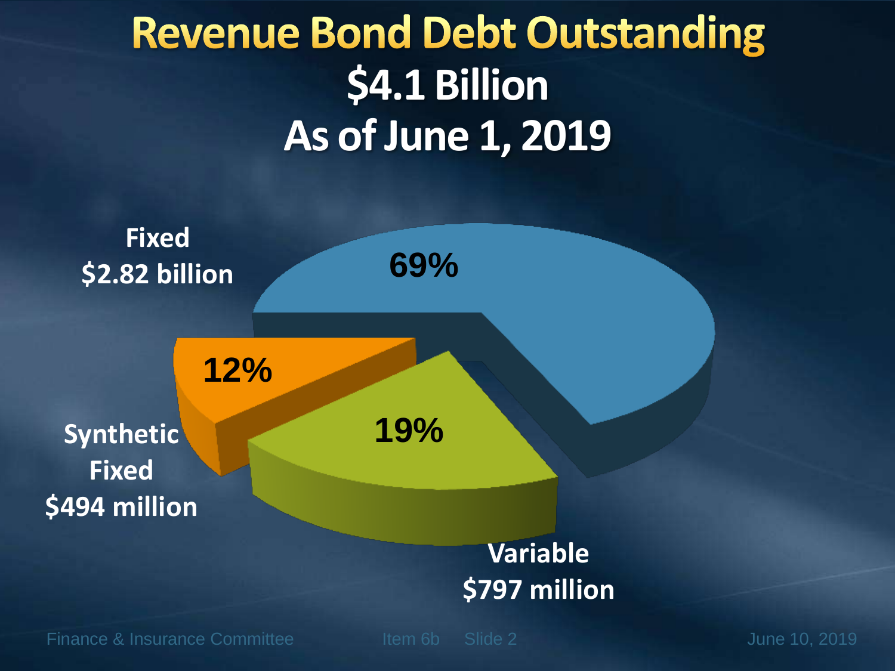# Revenue Bond Debt Outstanding

## $4.1 Billion

## As of June 1, 2019

Fixed
$2.82 billion

69%

12%

19%

Synthetic Fixed
$494 million

Variable
$797 million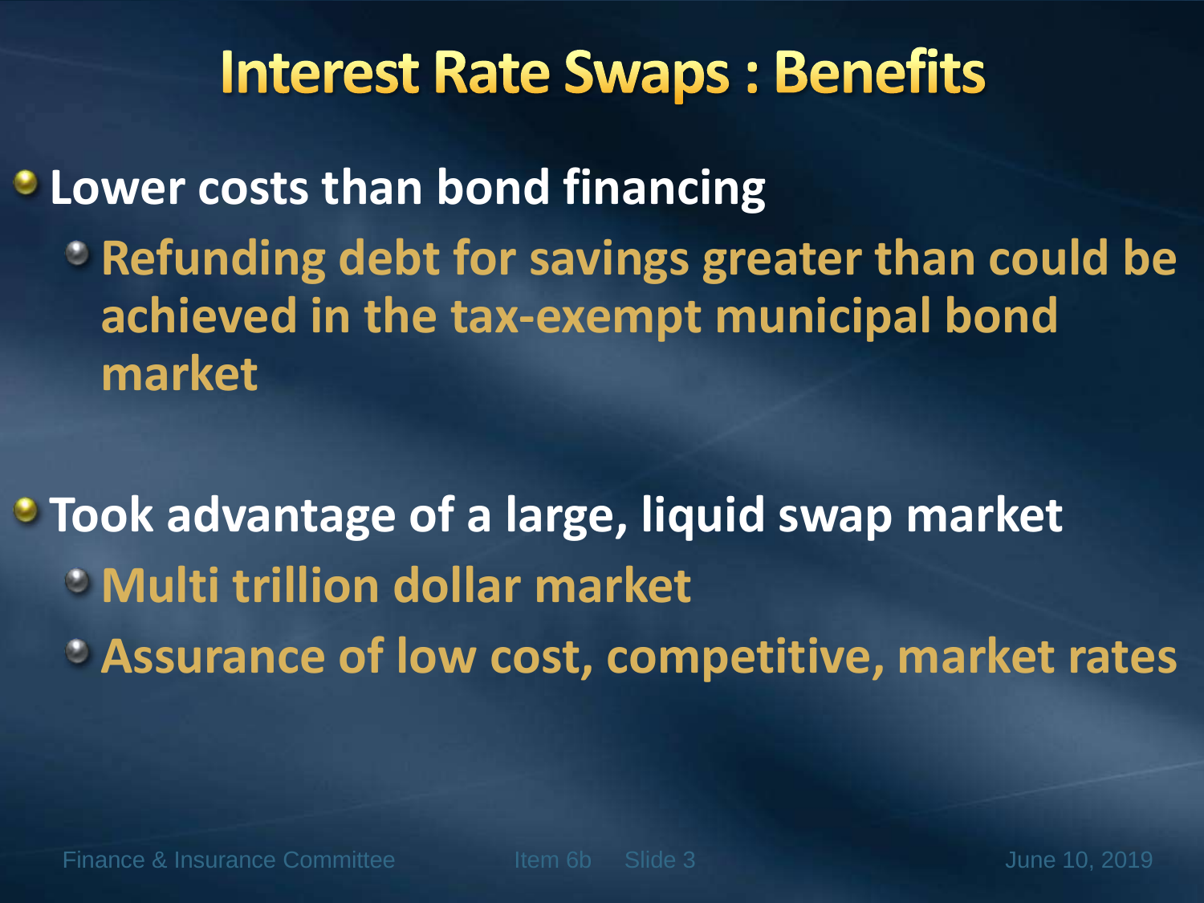# Interest Rate Swaps : Benefits

- **Lower costs than bond financing**
  - **Refunding debt for savings greater than could be achieved in the tax-exempt municipal bond market**

- **Took advantage of a large, liquid swap market**
  - **Multi trillion dollar market**
  - **Assurance of low cost, competitive, market rates**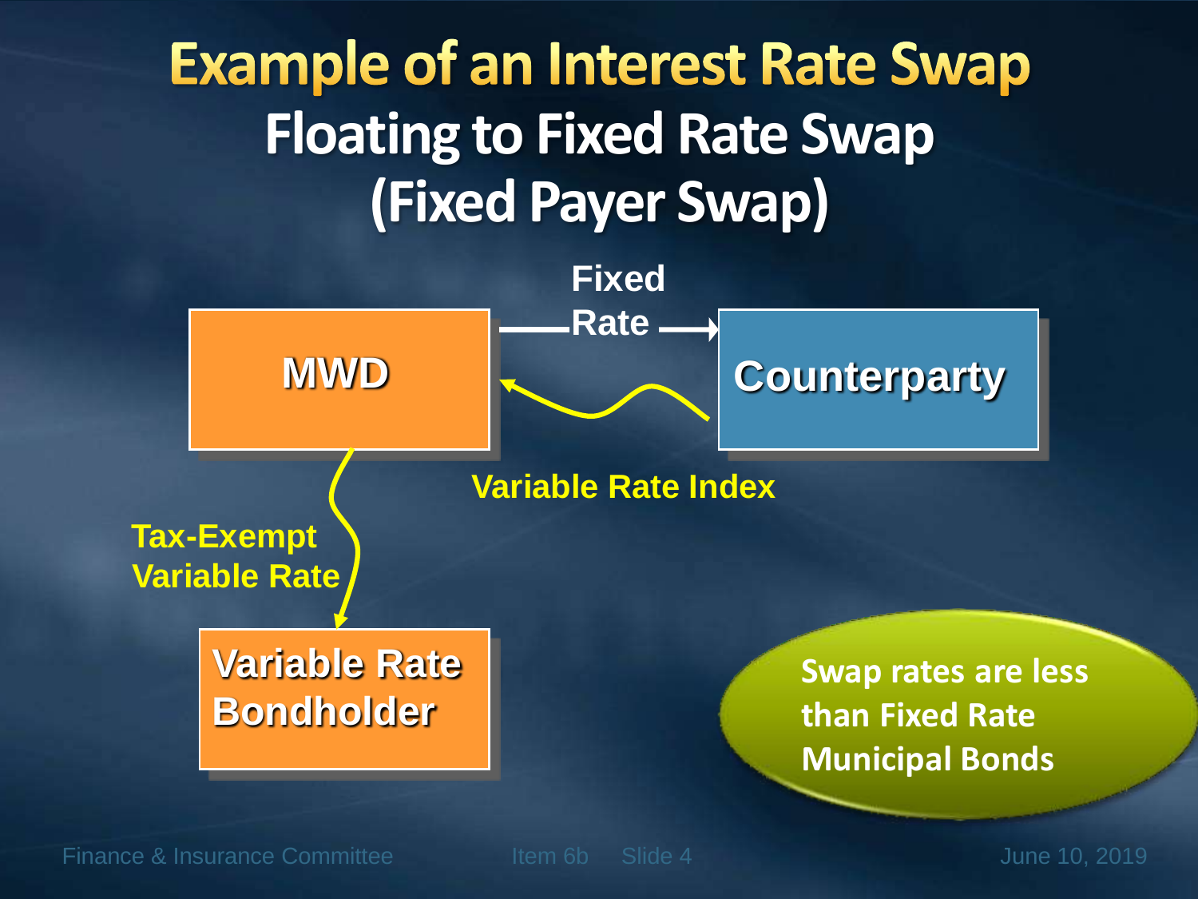# Example of an Interest Rate Swap

## Floating to Fixed Rate Swap (Fixed Payer Swap)

**MWD** — Fixed Rate → **Counterparty**

**Counterparty** — Variable Rate Index → **MWD**

**MWD** — Tax-Exempt Variable Rate → **Variable Rate Bondholder**

Swap rates are less than Fixed Rate Municipal Bonds

Finance & Insurance Committee Item 6b Slide 4 June 10, 2019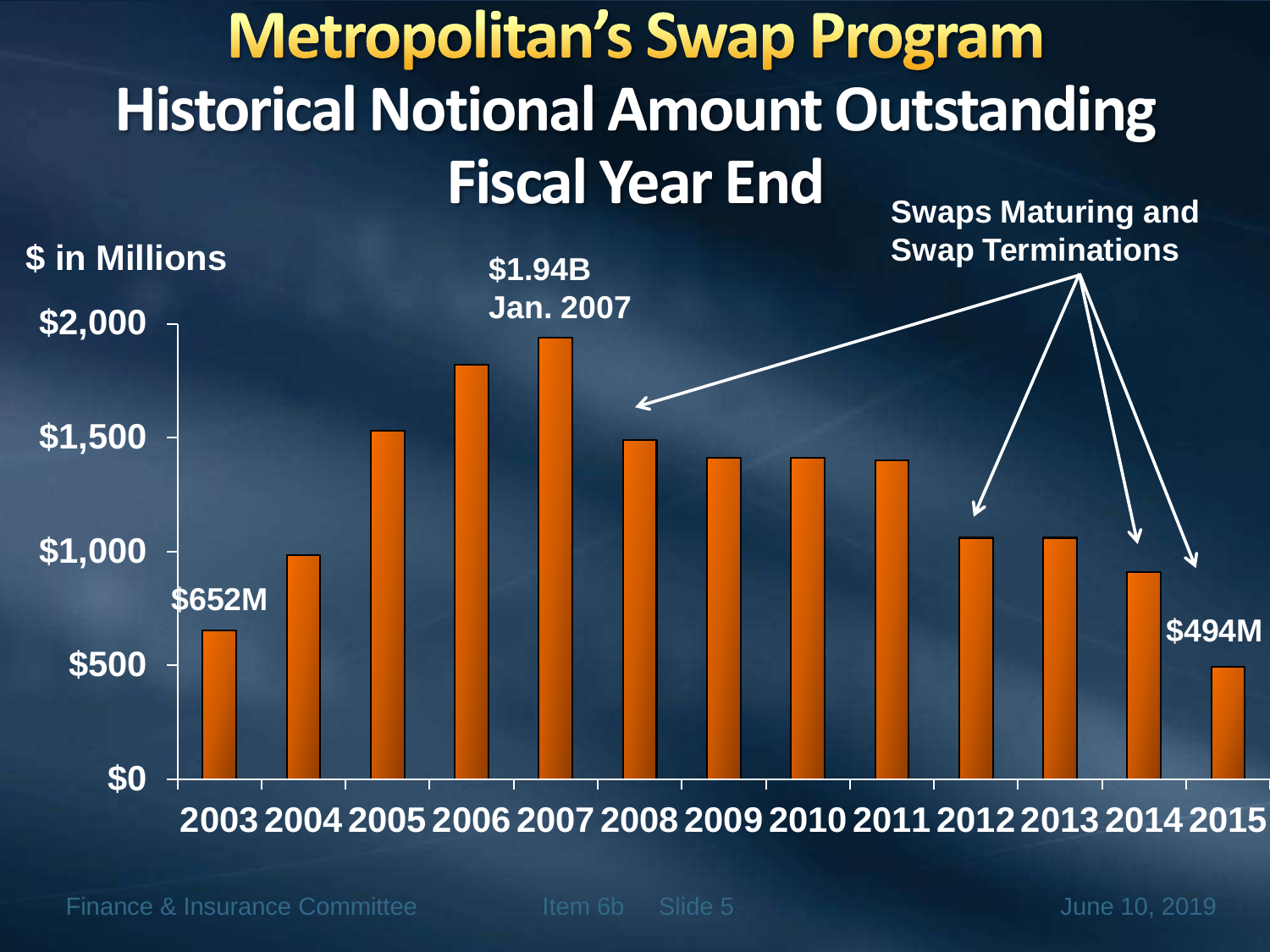# Metropolitan's Swap Program

## Historical Notional Amount Outstanding Fiscal Year End

$ in Millions

$2,000

$1,500

$1,000

$500

$0

$1.94B Jan. 2007

Swaps Maturing and Swap Terminations

$652M

$494M

2003 2004 2005 2006 2007 2008 2009 2010 2011 2012 2013 2014 2015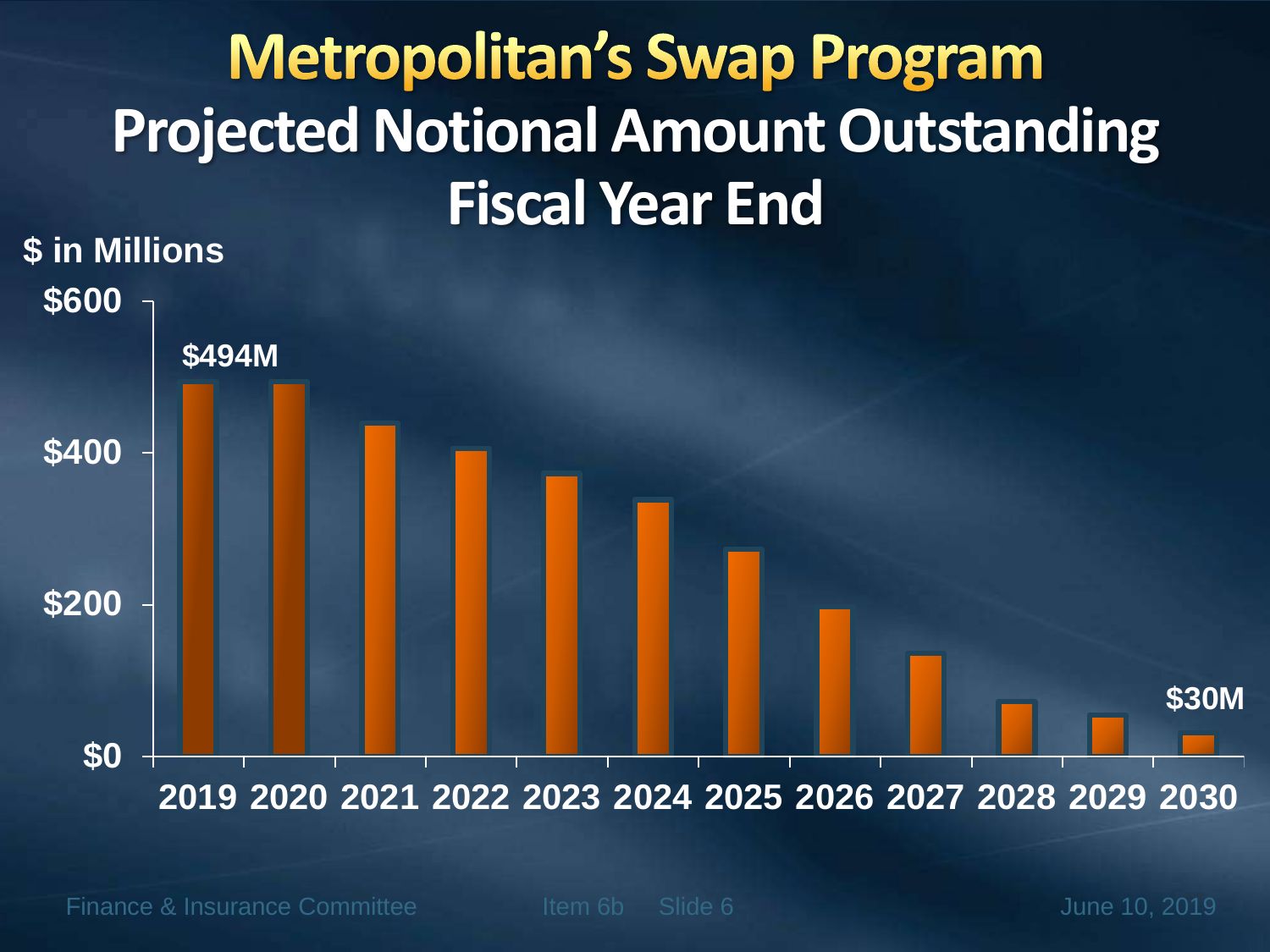# Metropolitan's Swap Program

## Projected Notional Amount Outstanding Fiscal Year End

$ in Millions

$600

$494M

$400

$200

$30M

$0

2019 2020 2021 2022 2023 2024 2025 2026 2027 2028 2029 2030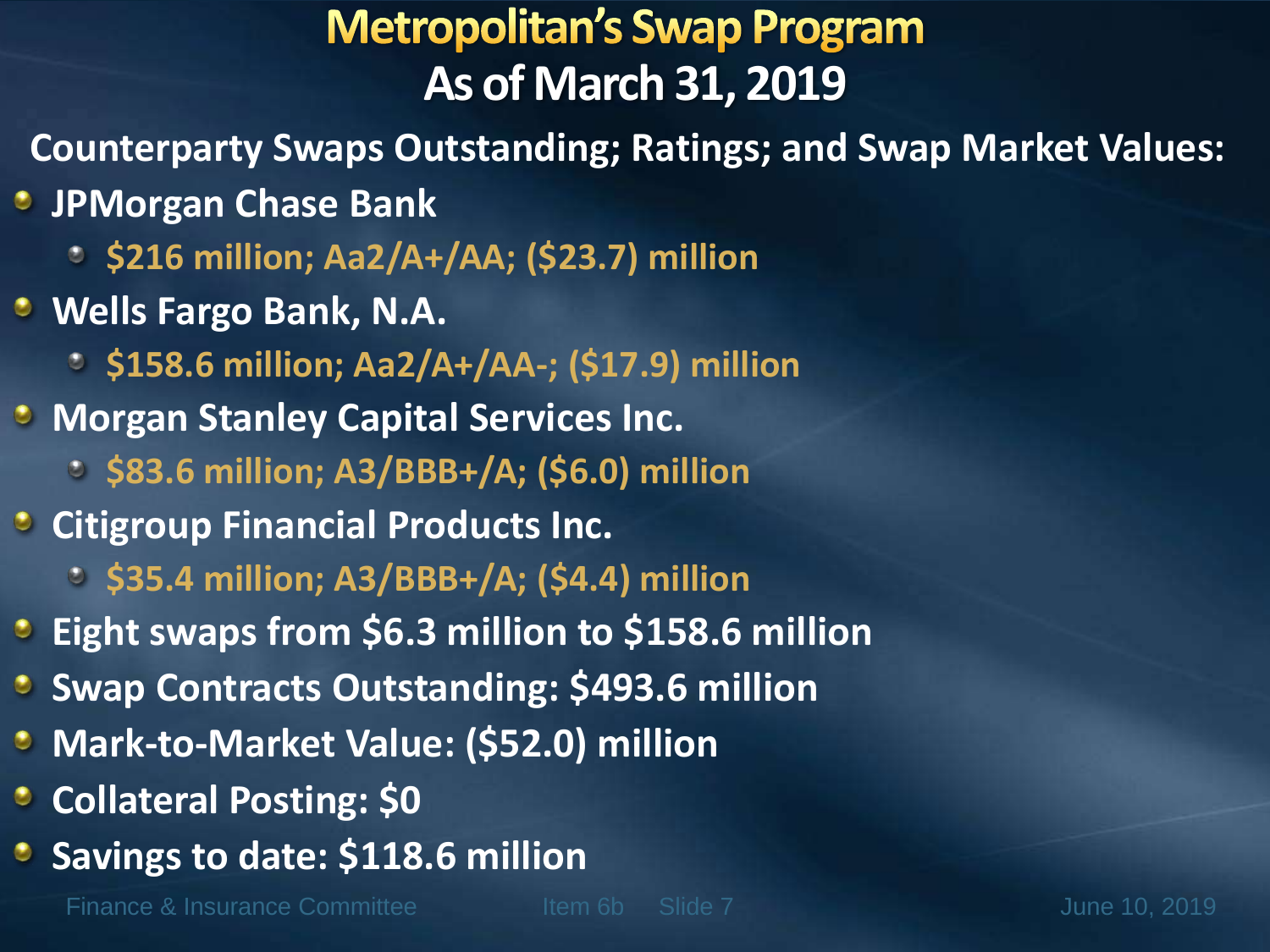# Metropolitan's Swap Program

## As of March 31, 2019

**Counterparty Swaps Outstanding; Ratings; and Swap Market Values:**

- JPMorgan Chase Bank
  - $216 million; Aa2/A+/AA; ($23.7) million
- Wells Fargo Bank, N.A.
  - $158.6 million; Aa2/A+/AA-; ($17.9) million
- Morgan Stanley Capital Services Inc.
  - $83.6 million; A3/BBB+/A; ($6.0) million
- Citigroup Financial Products Inc.
  - $35.4 million; A3/BBB+/A; ($4.4) million
- Eight swaps from $6.3 million to $158.6 million
- Swap Contracts Outstanding: $493.6 million
- Mark-to-Market Value: ($52.0) million
- Collateral Posting: $0
- Savings to date: $118.6 million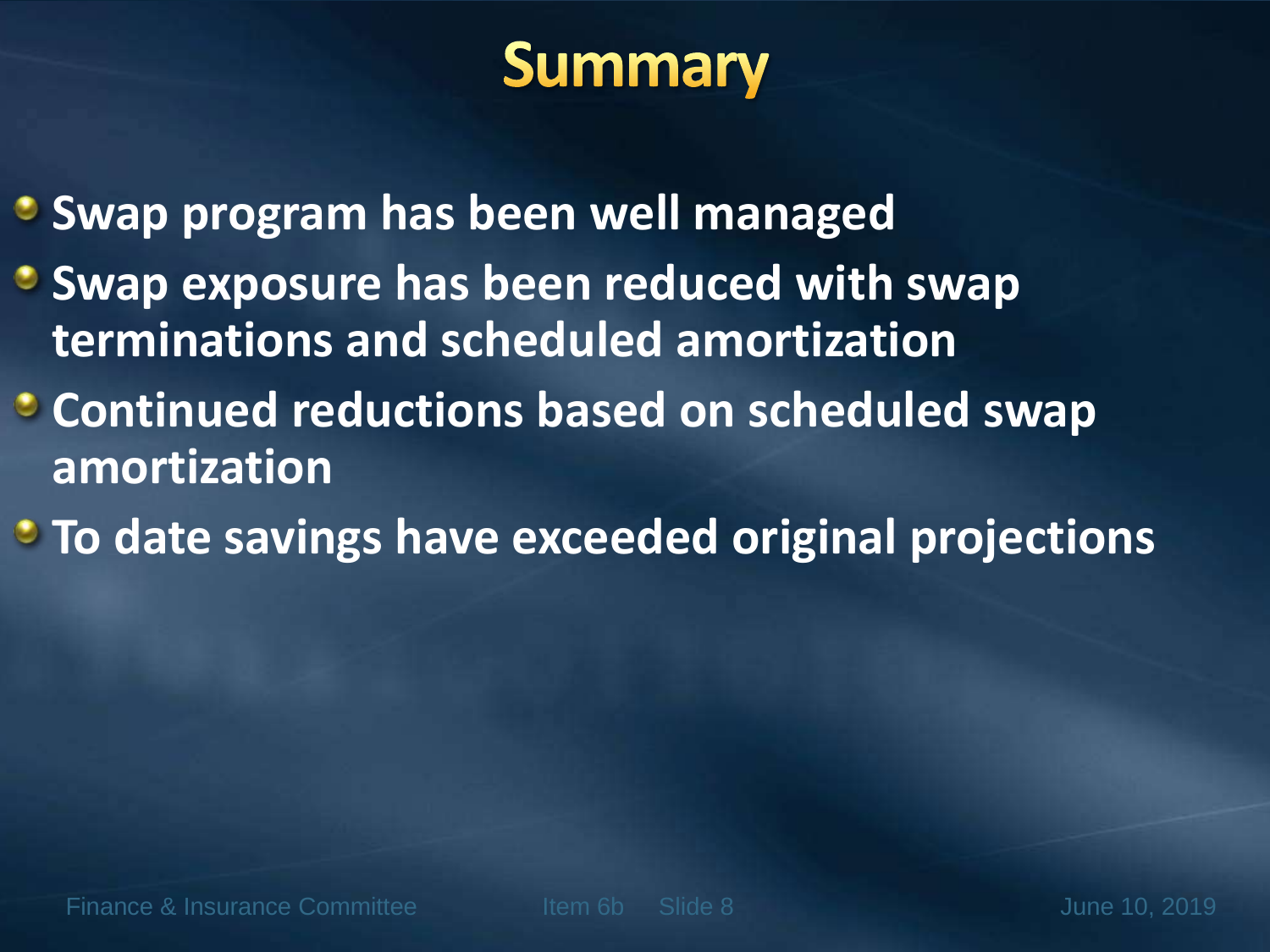# Summary

- Swap program has been well managed
- Swap exposure has been reduced with swap terminations and scheduled amortization
- Continued reductions based on scheduled swap amortization
- To date savings have exceeded original projections